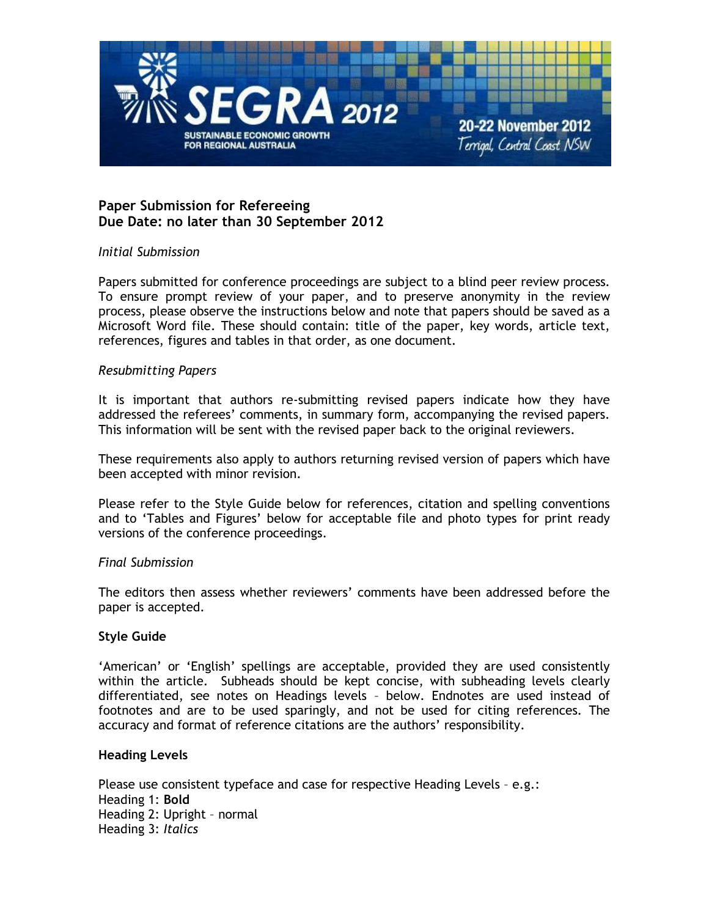**Paper Submission for Refereeing**
**Due Date: no later than 30 September 2012**

*Initial Submission*

Papers submitted for conference proceedings are subject to a blind peer review process. To ensure prompt review of your paper, and to preserve anonymity in the review process, please observe the instructions below and note that papers should be saved as a Microsoft Word file. These should contain: title of the paper, key words, article text, references, figures and tables in that order, as one document.

*Resubmitting Papers*

It is important that authors re-submitting revised papers indicate how they have addressed the referees' comments, in summary form, accompanying the revised papers. This information will be sent with the revised paper back to the original reviewers.

These requirements also apply to authors returning revised version of papers which have been accepted with minor revision.

Please refer to the Style Guide below for references, citation and spelling conventions and to 'Tables and Figures' below for acceptable file and photo types for print ready versions of the conference proceedings.

*Final Submission*

The editors then assess whether reviewers' comments have been addressed before the paper is accepted.

**Style Guide**

'American' or 'English' spellings are acceptable, provided they are used consistently within the article. Subheads should be kept concise, with subheading levels clearly differentiated, see notes on Headings levels – below. Endnotes are used instead of footnotes and are to be used sparingly, and not be used for citing references. The accuracy and format of reference citations are the authors' responsibility.

**Heading Levels**

Please use consistent typeface and case for respective Heading Levels – e.g.:
Heading 1: **Bold**
Heading 2: Upright – normal
Heading 3: *Italics*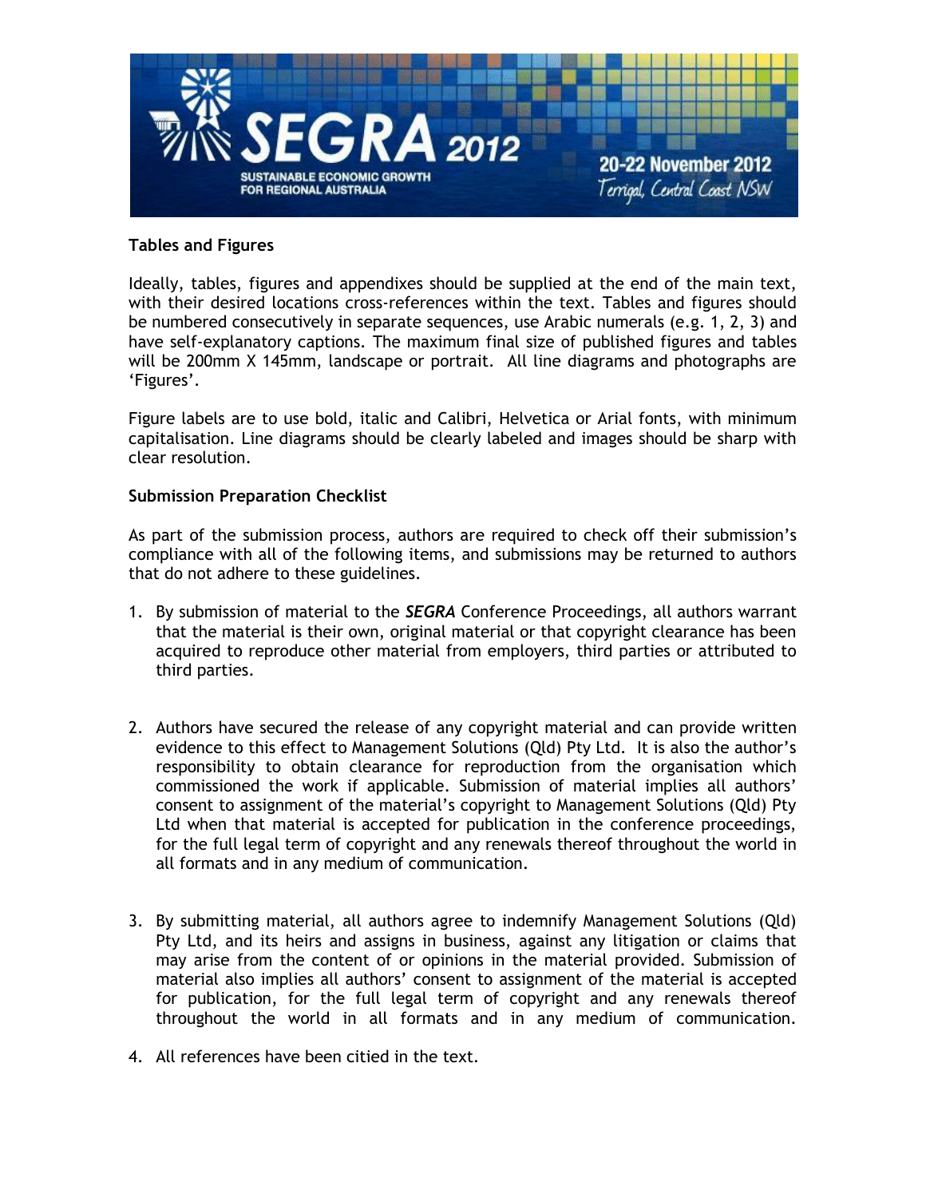**Tables and Figures**

Ideally, tables, figures and appendixes should be supplied at the end of the main text, with their desired locations cross-references within the text. Tables and figures should be numbered consecutively in separate sequences, use Arabic numerals (e.g. 1, 2, 3) and have self-explanatory captions. The maximum final size of published figures and tables will be 200mm X 145mm, landscape or portrait. All line diagrams and photographs are 'Figures'.

Figure labels are to use bold, italic and Calibri, Helvetica or Arial fonts, with minimum capitalisation. Line diagrams should be clearly labeled and images should be sharp with clear resolution.

**Submission Preparation Checklist**

As part of the submission process, authors are required to check off their submission's compliance with all of the following items, and submissions may be returned to authors that do not adhere to these guidelines.

1. By submission of material to the ***SEGRA*** Conference Proceedings, all authors warrant that the material is their own, original material or that copyright clearance has been acquired to reproduce other material from employers, third parties or attributed to third parties.

2. Authors have secured the release of any copyright material and can provide written evidence to this effect to Management Solutions (Qld) Pty Ltd. It is also the author's responsibility to obtain clearance for reproduction from the organisation which commissioned the work if applicable. Submission of material implies all authors' consent to assignment of the material's copyright to Management Solutions (Qld) Pty Ltd when that material is accepted for publication in the conference proceedings, for the full legal term of copyright and any renewals thereof throughout the world in all formats and in any medium of communication.

3. By submitting material, all authors agree to indemnify Management Solutions (Qld) Pty Ltd, and its heirs and assigns in business, against any litigation or claims that may arise from the content of or opinions in the material provided. Submission of material also implies all authors' consent to assignment of the material is accepted for publication, for the full legal term of copyright and any renewals thereof throughout the world in all formats and in any medium of communication.

4. All references have been citied in the text.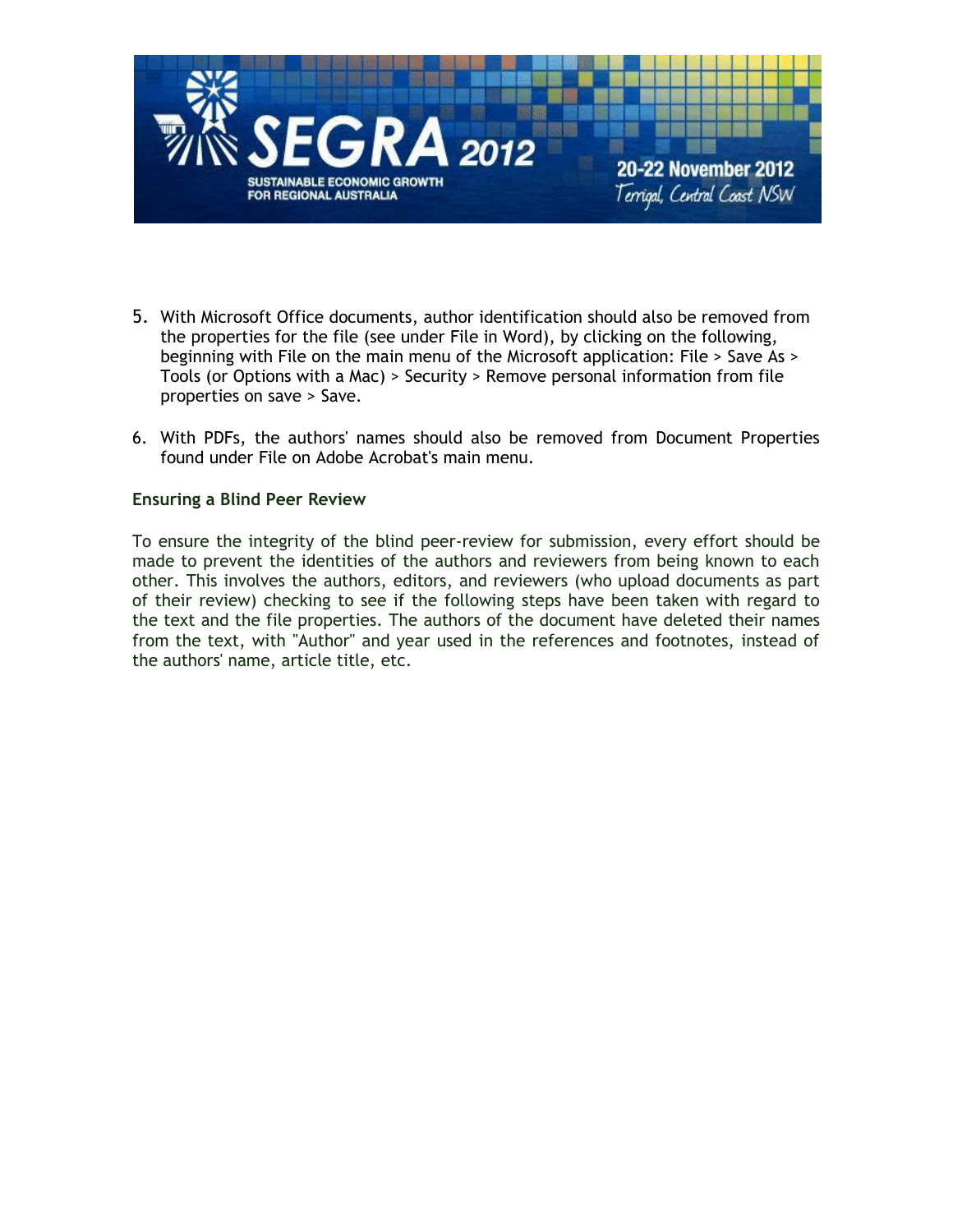5. With Microsoft Office documents, author identification should also be removed from the properties for the file (see under File in Word), by clicking on the following, beginning with File on the main menu of the Microsoft application: File > Save As > Tools (or Options with a Mac) > Security > Remove personal information from file properties on save > Save.

6. With PDFs, the authors' names should also be removed from Document Properties found under File on Adobe Acrobat's main menu.

### Ensuring a Blind Peer Review

To ensure the integrity of the blind peer-review for submission, every effort should be made to prevent the identities of the authors and reviewers from being known to each other. This involves the authors, editors, and reviewers (who upload documents as part of their review) checking to see if the following steps have been taken with regard to the text and the file properties. The authors of the document have deleted their names from the text, with "Author" and year used in the references and footnotes, instead of the authors' name, article title, etc.